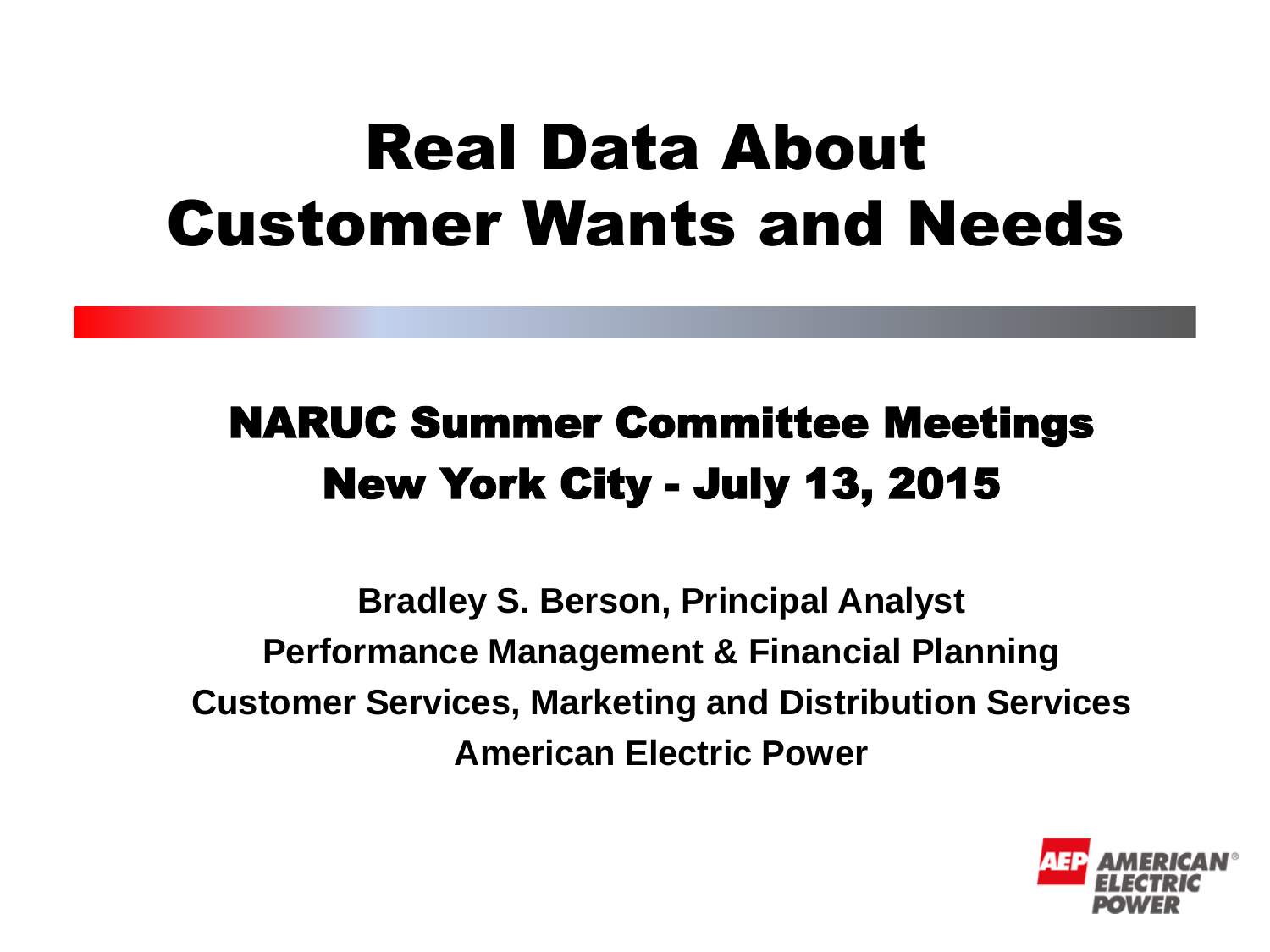# Real Data About Customer Wants and Needs

## NARUC Summer Committee Meetings
## New York City - July 13, 2015

**Bradley S. Berson, Principal Analyst**
**Performance Management & Financial Planning**
**Customer Services, Marketing and Distribution Services**
**American Electric Power**

AEP AMERICAN ELECTRIC POWER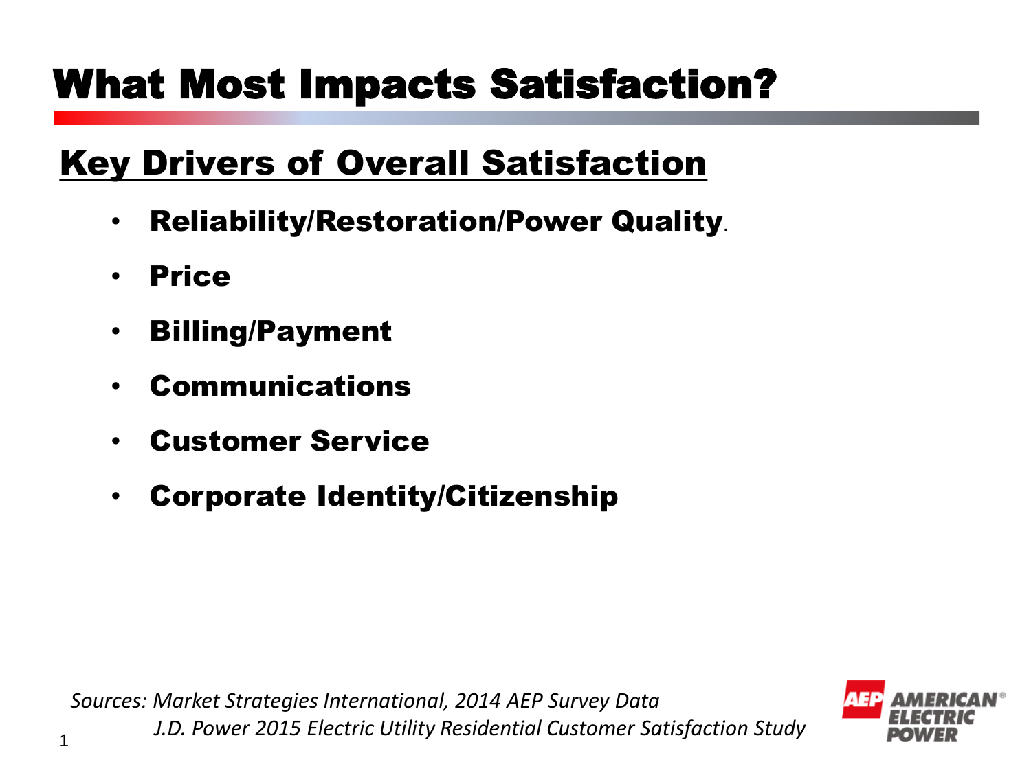# What Most Impacts Satisfaction?

## Key Drivers of Overall Satisfaction

- **Reliability/Restoration/Power Quality**.
- **Price**
- **Billing/Payment**
- **Communications**
- **Customer Service**
- **Corporate Identity/Citizenship**

*Sources: Market Strategies International, 2014 AEP Survey Data*
*J.D. Power 2015 Electric Utility Residential Customer Satisfaction Study*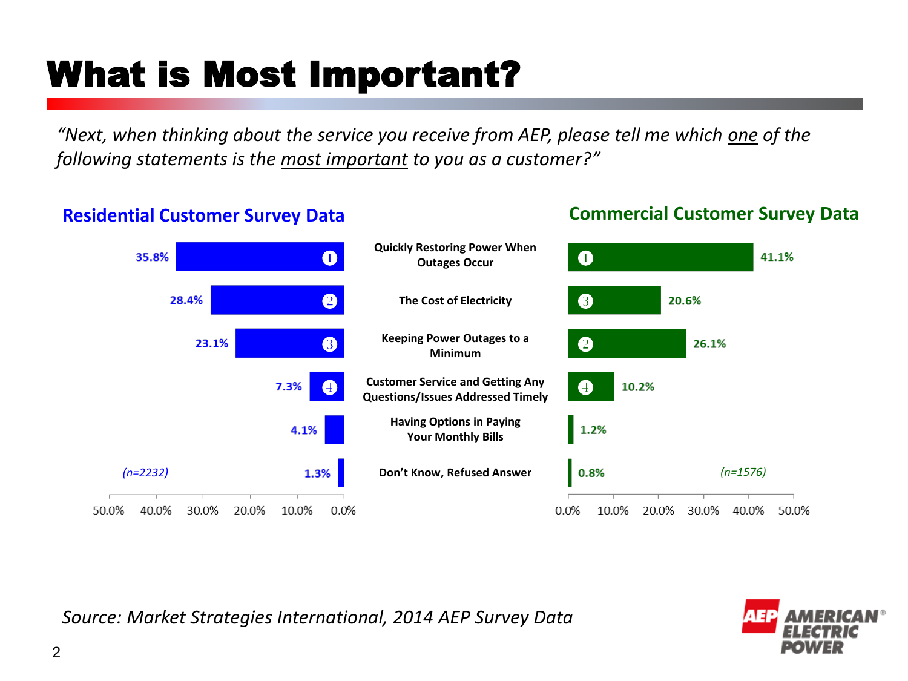# What is Most Important?

*"Next, when thinking about the service you receive from AEP, please tell me which one of the following statements is the most important to you as a customer?"*

| Residential Customer Survey Data (n=2232) | Rank | Statement | Rank | Commercial Customer Survey Data (n=1576) |
|---|---|---|---|---|
| 35.8% | 1 | Quickly Restoring Power When Outages Occur | 1 | 41.1% |
| 28.4% | 2 | The Cost of Electricity | 3 | 20.6% |
| 23.1% | 3 | Keeping Power Outages to a Minimum | 2 | 26.1% |
| 7.3% | 4 | Customer Service and Getting Any Questions/Issues Addressed Timely | 4 | 10.2% |
| 4.1% | | Having Options in Paying Your Monthly Bills | | 1.2% |
| 1.3% | | Don't Know, Refused Answer | | 0.8% |

*Source: Market Strategies International, 2014 AEP Survey Data*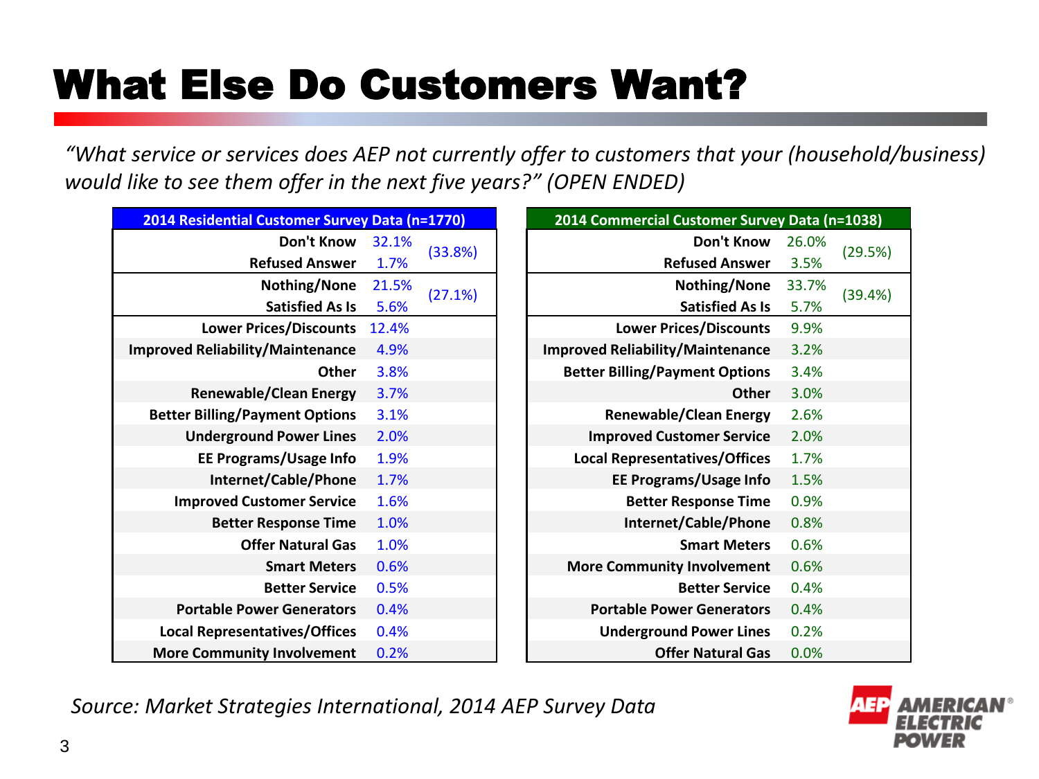# What Else Do Customers Want?

*"What service or services does AEP not currently offer to customers that your (household/business) would like to see them offer in the next five years?" (OPEN ENDED)*

| 2014 Residential Customer Survey Data (n=1770) | | |
|---|---|---|
| Don't Know | 32.1% | (33.8%) |
| Refused Answer | 1.7% | |
| Nothing/None | 21.5% | (27.1%) |
| Satisfied As Is | 5.6% | |
| Lower Prices/Discounts | 12.4% | |
| Improved Reliability/Maintenance | 4.9% | |
| Other | 3.8% | |
| Renewable/Clean Energy | 3.7% | |
| Better Billing/Payment Options | 3.1% | |
| Underground Power Lines | 2.0% | |
| EE Programs/Usage Info | 1.9% | |
| Internet/Cable/Phone | 1.7% | |
| Improved Customer Service | 1.6% | |
| Better Response Time | 1.0% | |
| Offer Natural Gas | 1.0% | |
| Smart Meters | 0.6% | |
| Better Service | 0.5% | |
| Portable Power Generators | 0.4% | |
| Local Representatives/Offices | 0.4% | |
| More Community Involvement | 0.2% | |

| 2014 Commercial Customer Survey Data (n=1038) | | |
|---|---|---|
| Don't Know | 26.0% | (29.5%) |
| Refused Answer | 3.5% | |
| Nothing/None | 33.7% | (39.4%) |
| Satisfied As Is | 5.7% | |
| Lower Prices/Discounts | 9.9% | |
| Improved Reliability/Maintenance | 3.2% | |
| Better Billing/Payment Options | 3.4% | |
| Other | 3.0% | |
| Renewable/Clean Energy | 2.6% | |
| Improved Customer Service | 2.0% | |
| Local Representatives/Offices | 1.7% | |
| EE Programs/Usage Info | 1.5% | |
| Better Response Time | 0.9% | |
| Internet/Cable/Phone | 0.8% | |
| Smart Meters | 0.6% | |
| More Community Involvement | 0.6% | |
| Better Service | 0.4% | |
| Portable Power Generators | 0.4% | |
| Underground Power Lines | 0.2% | |
| Offer Natural Gas | 0.0% | |

*Source: Market Strategies International, 2014 AEP Survey Data*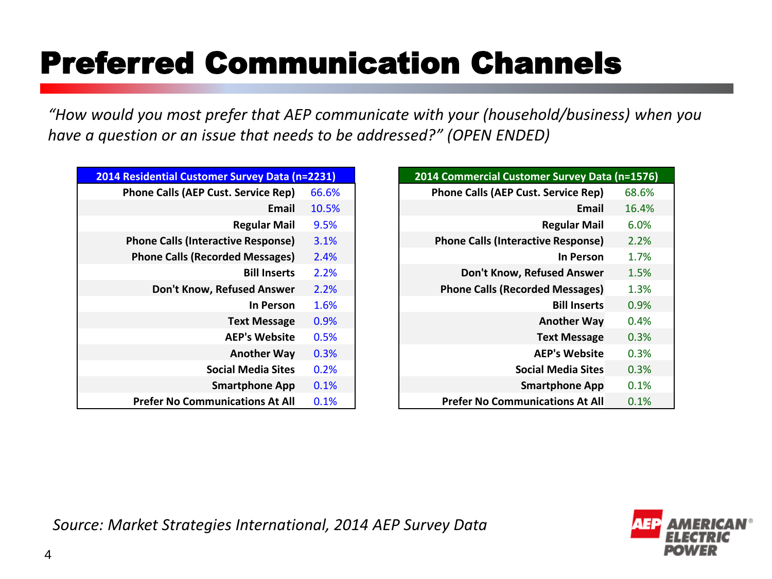# Preferred Communication Channels

*"How would you most prefer that AEP communicate with your (household/business) when you have a question or an issue that needs to be addressed?" (OPEN ENDED)*

| 2014 Residential Customer Survey Data (n=2231) | |
|---|---|
| **Phone Calls (AEP Cust. Service Rep)** | 66.6% |
| **Email** | 10.5% |
| **Regular Mail** | 9.5% |
| **Phone Calls (Interactive Response)** | 3.1% |
| **Phone Calls (Recorded Messages)** | 2.4% |
| **Bill Inserts** | 2.2% |
| **Don't Know, Refused Answer** | 2.2% |
| **In Person** | 1.6% |
| **Text Message** | 0.9% |
| **AEP's Website** | 0.5% |
| **Another Way** | 0.3% |
| **Social Media Sites** | 0.2% |
| **Smartphone App** | 0.1% |
| **Prefer No Communications At All** | 0.1% |

| 2014 Commercial Customer Survey Data (n=1576) | |
|---|---|
| **Phone Calls (AEP Cust. Service Rep)** | 68.6% |
| **Email** | 16.4% |
| **Regular Mail** | 6.0% |
| **Phone Calls (Interactive Response)** | 2.2% |
| **In Person** | 1.7% |
| **Don't Know, Refused Answer** | 1.5% |
| **Phone Calls (Recorded Messages)** | 1.3% |
| **Bill Inserts** | 0.9% |
| **Another Way** | 0.4% |
| **Text Message** | 0.3% |
| **AEP's Website** | 0.3% |
| **Social Media Sites** | 0.3% |
| **Smartphone App** | 0.1% |
| **Prefer No Communications At All** | 0.1% |

*Source: Market Strategies International, 2014 AEP Survey Data*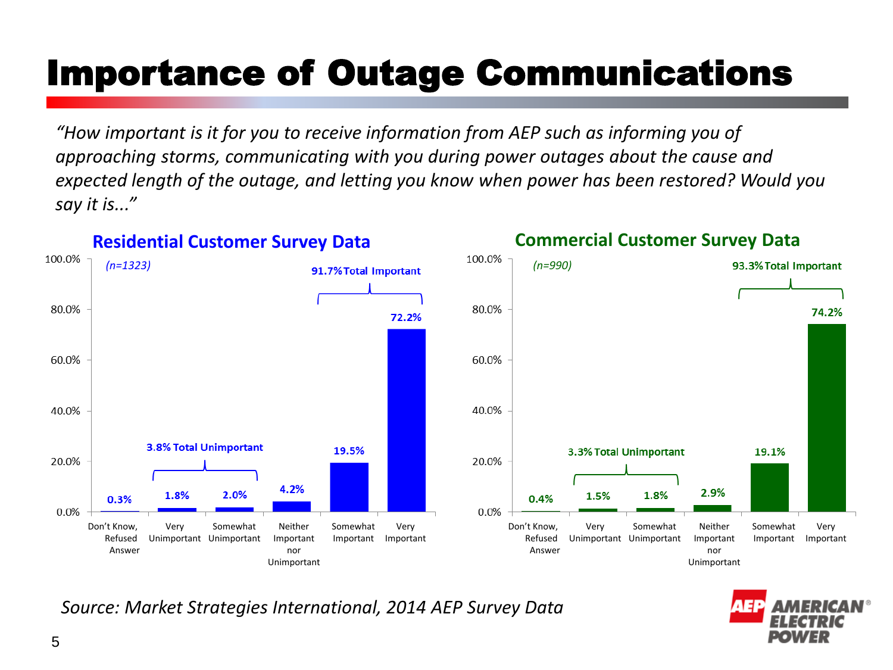# Importance of Outage Communications

*"How important is it for you to receive information from AEP such as informing you of approaching storms, communicating with you during power outages about the cause and expected length of the outage, and letting you know when power has been restored? Would you say it is..."*

## Residential Customer Survey Data

*(n=1323)*

| Response | Percentage |
|---|---|
| Don't Know, Refused Answer | 0.3% |
| Very Unimportant | 1.8% |
| Somewhat Unimportant | 2.0% |
| Neither Important nor Unimportant | 4.2% |
| Somewhat Important | 19.5% |
| Very Important | 72.2% |

3.8% Total Unimportant

91.7% Total Important

## Commercial Customer Survey Data

*(n=990)*

| Response | Percentage |
|---|---|
| Don't Know, Refused Answer | 0.4% |
| Very Unimportant | 1.5% |
| Somewhat Unimportant | 1.8% |
| Neither Important nor Unimportant | 2.9% |
| Somewhat Important | 19.1% |
| Very Important | 74.2% |

3.3% Total Unimportant

93.3% Total Important

*Source: Market Strategies International, 2014 AEP Survey Data*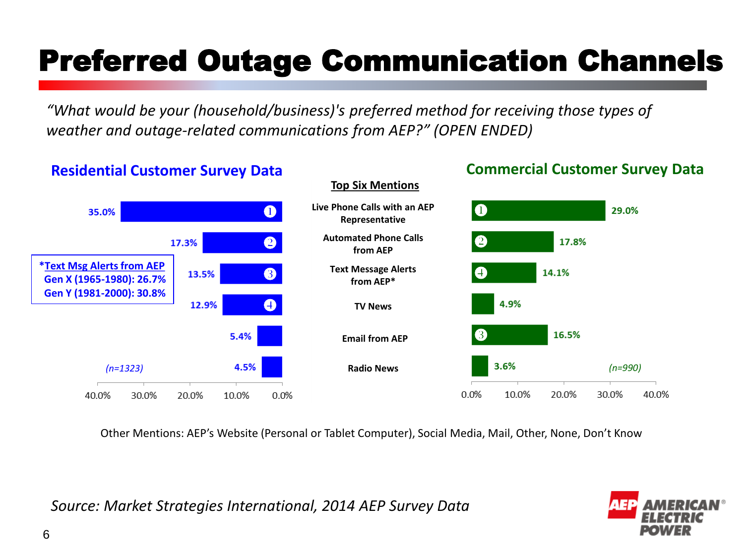# Preferred Outage Communication Channels

*"What would be your (household/business)'s preferred method for receiving those types of weather and outage-related communications from AEP?" (OPEN ENDED)*

| Residential Customer Survey Data (n=1323) | Rank | Top Six Mentions | Rank | Commercial Customer Survey Data (n=990) |
|---|---|---|---|---|
| 35.0% | 1 | Live Phone Calls with an AEP Representative | 1 | 29.0% |
| 17.3% | 2 | Automated Phone Calls from AEP | 2 | 17.8% |
| 13.5% | 3 | Text Message Alerts from AEP* | 4 | 14.1% |
| 12.9% | 4 | TV News | | 4.9% |
| 5.4% | | Email from AEP | 3 | 16.5% |
| 4.5% | | Radio News | | 3.6% |

***Text Msg Alerts from AEP**
**Gen X (1965-1980): 26.7%**
**Gen Y (1981-2000): 30.8%**

Other Mentions: AEP's Website (Personal or Tablet Computer), Social Media, Mail, Other, None, Don't Know

*Source: Market Strategies International, 2014 AEP Survey Data*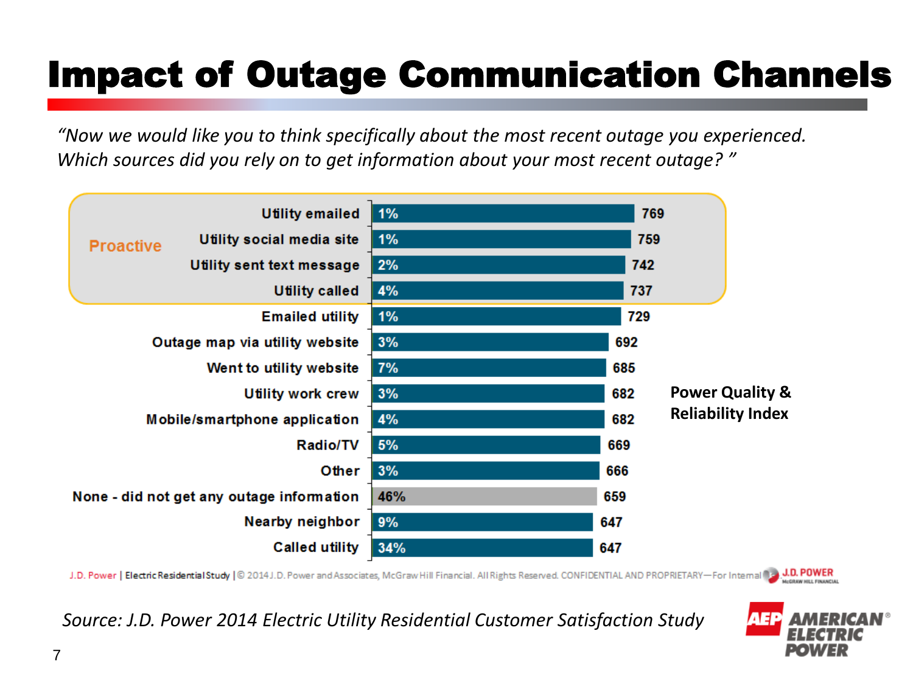# Impact of Outage Communication Channels

*"Now we would like you to think specifically about the most recent outage you experienced. Which sources did you rely on to get information about your most recent outage? "*

| Group | Source | % | Power Quality & Reliability Index |
|---|---|---|---|
| Proactive | Utility emailed | 1% | 769 |
| Proactive | Utility social media site | 1% | 759 |
| Proactive | Utility sent text message | 2% | 742 |
| Proactive | Utility called | 4% | 737 |
| | Emailed utility | 1% | 729 |
| | Outage map via utility website | 3% | 692 |
| | Went to utility website | 7% | 685 |
| | Utility work crew | 3% | 682 |
| | Mobile/smartphone application | 4% | 682 |
| | Radio/TV | 5% | 669 |
| | Other | 3% | 666 |
| | None - did not get any outage information | 46% | 659 |
| | Nearby neighbor | 9% | 647 |
| | Called utility | 34% | 647 |

J.D. Power | Electric Residential Study | © 2014 J.D. Power and Associates, McGraw Hill Financial. All Rights Reserved. CONFIDENTIAL AND PROPRIETARY—For Internal

*Source: J.D. Power 2014 Electric Utility Residential Customer Satisfaction Study*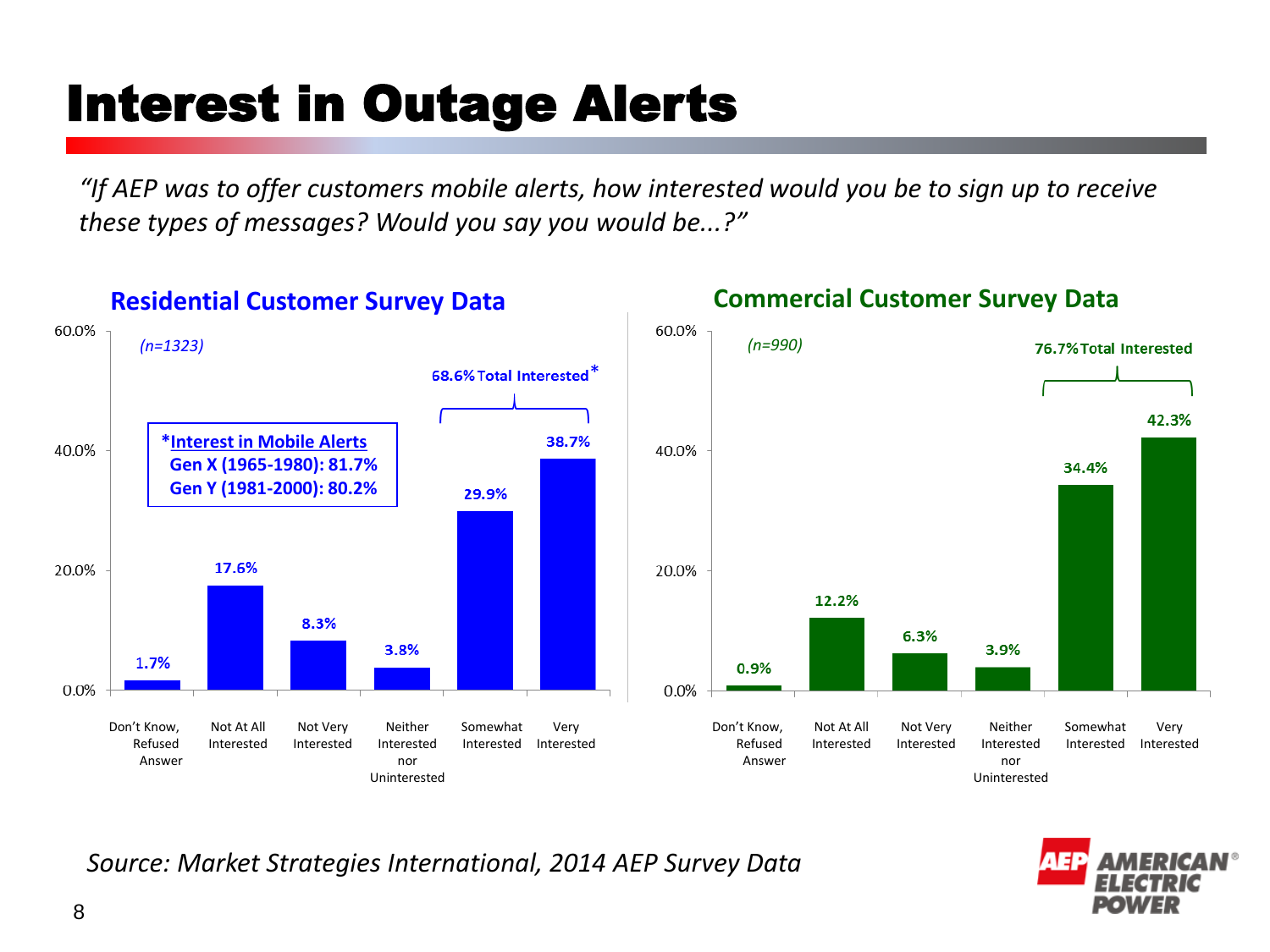# Interest in Outage Alerts

*"If AEP was to offer customers mobile alerts, how interested would you be to sign up to receive these types of messages? Would you say you would be...?"*

## Residential Customer Survey Data

*(n=1323)*

| Response | Percent |
|---|---|
| Don't Know, Refused Answer | 1.7% |
| Not At All Interested | 17.6% |
| Not Very Interested | 8.3% |
| Neither Interested nor Uninterested | 3.8% |
| Somewhat Interested | 29.9% |
| Very Interested | 38.7% |

68.6% Total Interested*

*Interest in Mobile Alerts
Gen X (1965-1980): 81.7%
Gen Y (1981-2000): 80.2%

## Commercial Customer Survey Data

*(n=990)*

| Response | Percent |
|---|---|
| Don't Know, Refused Answer | 0.9% |
| Not At All Interested | 12.2% |
| Not Very Interested | 6.3% |
| Neither Interested nor Uninterested | 3.9% |
| Somewhat Interested | 34.4% |
| Very Interested | 42.3% |

76.7% Total Interested

*Source: Market Strategies International, 2014 AEP Survey Data*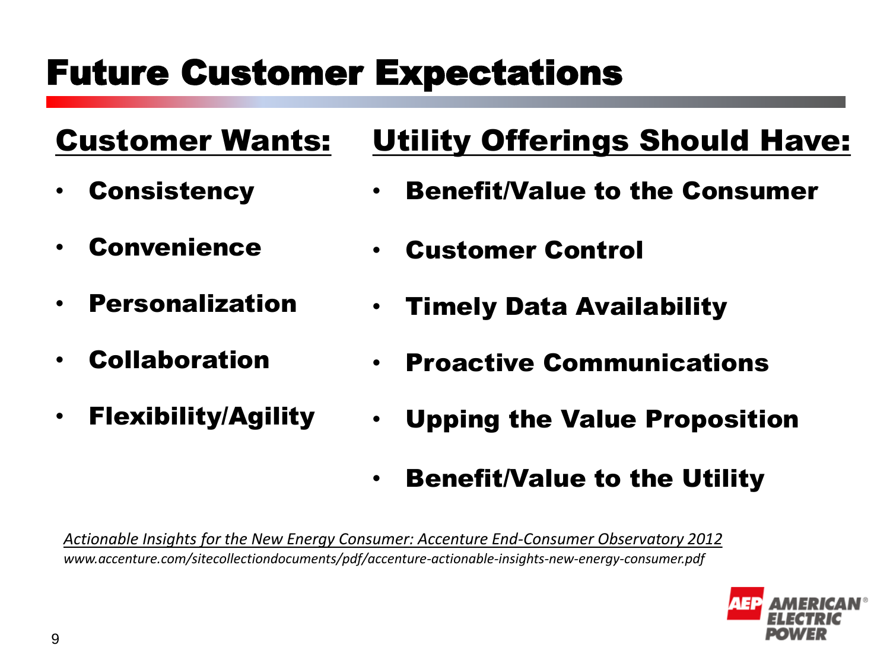# Future Customer Expectations

## Customer Wants:

- **Consistency**
- **Convenience**
- **Personalization**
- **Collaboration**
- **Flexibility/Agility**

## Utility Offerings Should Have:

- **Benefit/Value to the Consumer**
- **Customer Control**
- **Timely Data Availability**
- **Proactive Communications**
- **Upping the Value Proposition**
- **Benefit/Value to the Utility**

*Actionable Insights for the New Energy Consumer: Accenture End-Consumer Observatory 2012*
*www.accenture.com/sitecollectiondocuments/pdf/accenture-actionable-insights-new-energy-consumer.pdf*

AEP AMERICAN ELECTRIC POWER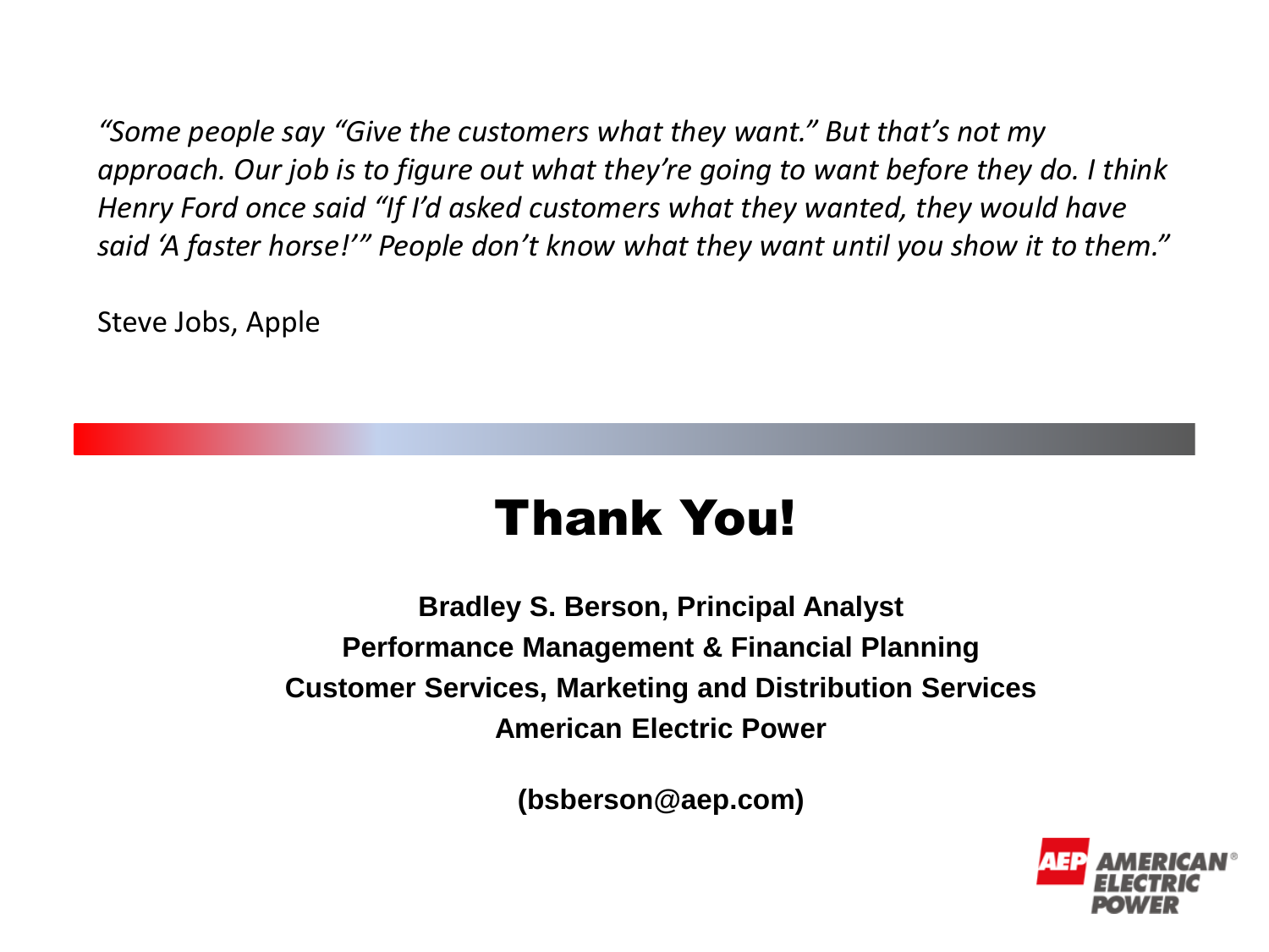*"Some people say "Give the customers what they want." But that's not my approach. Our job is to figure out what they're going to want before they do. I think Henry Ford once said "If I'd asked customers what they wanted, they would have said 'A faster horse!'" People don't know what they want until you show it to them."*

Steve Jobs, Apple

# Thank You!

**Bradley S. Berson, Principal Analyst**
**Performance Management & Financial Planning**
**Customer Services, Marketing and Distribution Services**
**American Electric Power**

**(bsberson@aep.com)**

AEP AMERICAN ELECTRIC POWER